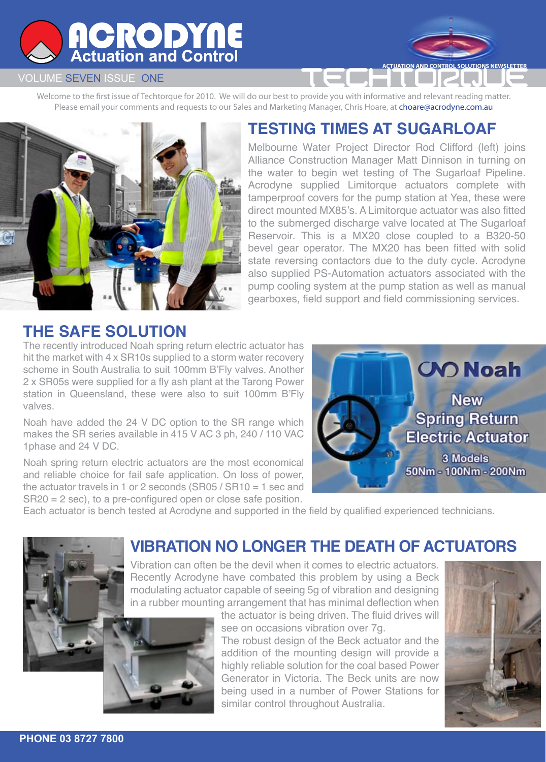# ACRODYNE Actuation and Control

VOLUME SEVEN ISSUE ONE

ACTUATION AND CONTROL SOLUTIONS NEWSLETTER

TECHTORQUE

Welcome to the first issue of Techtorque for 2010. We will do our best to provide you with informative and relevant reading matter. Please email your comments and requests to our Sales and Marketing Manager, Chris Hoare, at choare@acrodyne.com.au

## TESTING TIMES AT SUGARLOAF

Melbourne Water Project Director Rod Clifford (left) joins Alliance Construction Manager Matt Dinnison in turning on the water to begin wet testing of The Sugarloaf Pipeline. Acrodyne supplied Limitorque actuators complete with tamperproof covers for the pump station at Yea, these were direct mounted MX85's. A Limitorque actuator was also fitted to the submerged discharge valve located at The Sugarloaf Reservoir. This is a MX20 close coupled to a B320-50 bevel gear operator. The MX20 has been fitted with solid state reversing contactors due to the duty cycle. Acrodyne also supplied PS-Automation actuators associated with the pump cooling system at the pump station as well as manual gearboxes, field support and field commissioning services.

## THE SAFE SOLUTION

The recently introduced Noah spring return electric actuator has hit the market with 4 x SR10s supplied to a storm water recovery scheme in South Australia to suit 100mm B'Fly valves. Another 2 x SR05s were supplied for a fly ash plant at the Tarong Power station in Queensland, these were also to suit 100mm B'Fly valves.

Noah have added the 24 V DC option to the SR range which makes the SR series available in 415 V AC 3 ph, 240 / 110 VAC 1phase and 24 V DC.

Noah spring return electric actuators are the most economical and reliable choice for fail safe application. On loss of power, the actuator travels in 1 or 2 seconds (SR05 / SR10 = 1 sec and SR20 = 2 sec), to a pre-configured open or close safe position. Each actuator is bench tested at Acrodyne and supported in the field by qualified experienced technicians.

Noah
New Spring Return Electric Actuator
3 Models
50Nm - 100Nm - 200Nm

## VIBRATION NO LONGER THE DEATH OF ACTUATORS

Vibration can often be the devil when it comes to electric actuators. Recently Acrodyne have combated this problem by using a Beck modulating actuator capable of seeing 5g of vibration and designing in a rubber mounting arrangement that has minimal deflection when the actuator is being driven. The fluid drives will see on occasions vibration over 7g.

The robust design of the Beck actuator and the addition of the mounting design will provide a highly reliable solution for the coal based Power Generator in Victoria. The Beck units are now being used in a number of Power Stations for similar control throughout Australia.

**PHONE 03 8727 7800**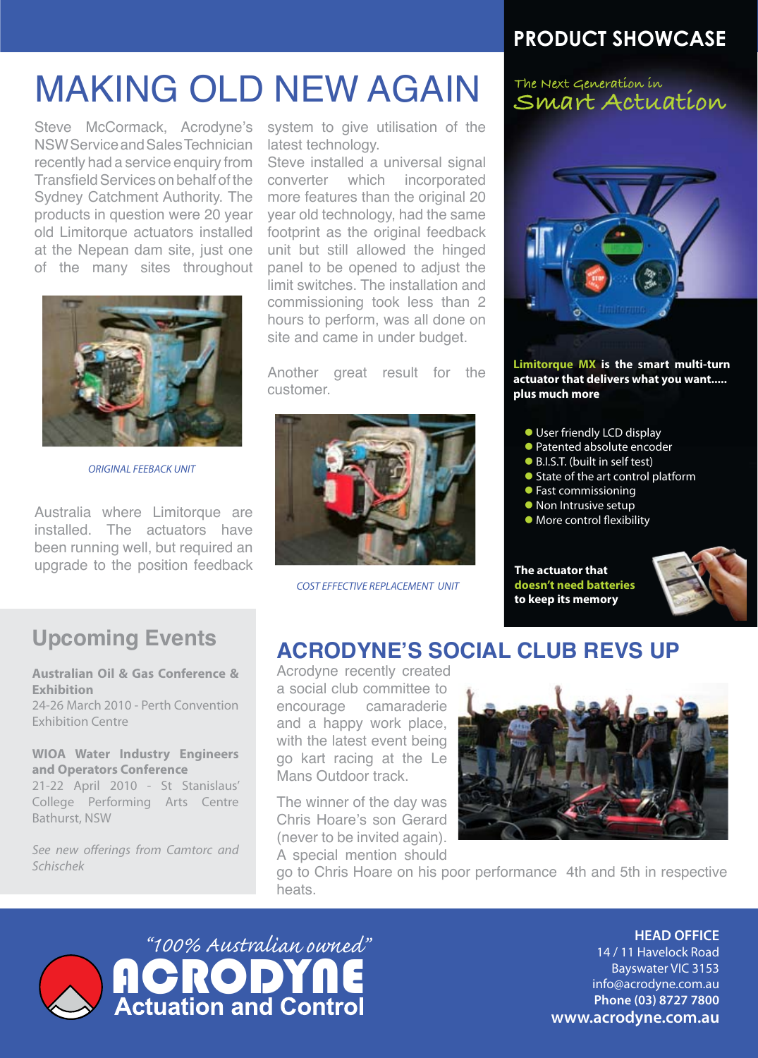# MAKING OLD NEW AGAIN

Steve McCormack, Acrodyne's NSW Service and Sales Technician recently had a service enquiry from Transfield Services on behalf of the Sydney Catchment Authority. The products in question were 20 year old Limitorque actuators installed at the Nepean dam site, just one of the many sites throughout Australia where Limitorque are installed. The actuators have been running well, but required an upgrade to the position feedback system to give utilisation of the latest technology.

ORIGINAL FEEBACK UNIT

Steve installed a universal signal converter which incorporated more features than the original 20 year old technology, had the same footprint as the original feedback unit but still allowed the hinged panel to be opened to adjust the limit switches. The installation and commissioning took less than 2 hours to perform, was all done on site and came in under budget.

Another great result for the customer.

COST EFFECTIVE REPLACEMENT UNIT

## PRODUCT SHOWCASE

The Next Generation in
Smart Actuation

**Limitorque MX is the smart multi-turn actuator that delivers what you want..... plus much more**

- User friendly LCD display
- Patented absolute encoder
- B.I.S.T. (built in self test)
- State of the art control platform
- Fast commissioning
- Non Intrusive setup
- More control flexibility

**The actuator that doesn't need batteries to keep its memory**

## Upcoming Events

**Australian Oil & Gas Conference & Exhibition**
24-26 March 2010 - Perth Convention Exhibition Centre

**WIOA Water Industry Engineers and Operators Conference**
21-22 April 2010 - St Stanislaus' College Performing Arts Centre Bathurst, NSW

*See new offerings from Camtorc and Schischek*

## ACRODYNE'S SOCIAL CLUB REVS UP

Acrodyne recently created a social club committee to encourage camaraderie and a happy work place, with the latest event being go kart racing at the Le Mans Outdoor track.

The winner of the day was Chris Hoare's son Gerard (never to be invited again). A special mention should go to Chris Hoare on his poor performance 4th and 5th in respective heats.

*"100% Australian owned"*
ACRODYNE
Actuation and Control

**HEAD OFFICE**
14 / 11 Havelock Road
Bayswater VIC 3153
info@acrodyne.com.au
**Phone (03) 8727 7800**
**www.acrodyne.com.au**